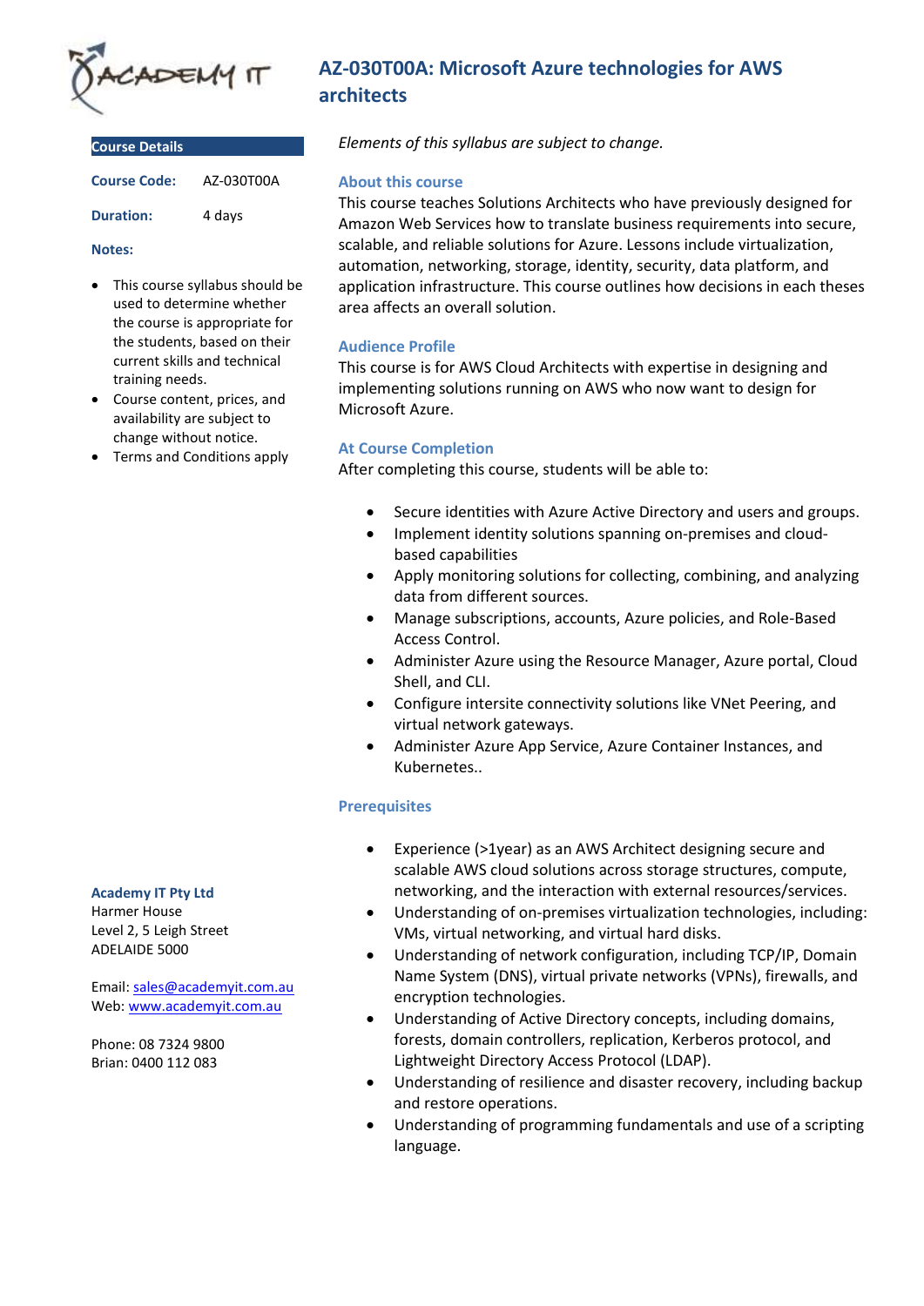# AZ-030T00A: Microsoft Azure technologies for AWS architects

## Course Details

**Course Code:** AZ-030T00A

**Duration:** 4 days

**Notes:**

- This course syllabus should be used to determine whether the course is appropriate for the students, based on their current skills and technical training needs.
- Course content, prices, and availability are subject to change without notice.
- Terms and Conditions apply

*Elements of this syllabus are subject to change.*

### About this course

This course teaches Solutions Architects who have previously designed for Amazon Web Services how to translate business requirements into secure, scalable, and reliable solutions for Azure. Lessons include virtualization, automation, networking, storage, identity, security, data platform, and application infrastructure. This course outlines how decisions in each theses area affects an overall solution.

### Audience Profile

This course is for AWS Cloud Architects with expertise in designing and implementing solutions running on AWS who now want to design for Microsoft Azure.

### At Course Completion

After completing this course, students will be able to:

- Secure identities with Azure Active Directory and users and groups.
- Implement identity solutions spanning on-premises and cloud-based capabilities
- Apply monitoring solutions for collecting, combining, and analyzing data from different sources.
- Manage subscriptions, accounts, Azure policies, and Role-Based Access Control.
- Administer Azure using the Resource Manager, Azure portal, Cloud Shell, and CLI.
- Configure intersite connectivity solutions like VNet Peering, and virtual network gateways.
- Administer Azure App Service, Azure Container Instances, and Kubernetes..

### Prerequisites

- Experience (>1year) as an AWS Architect designing secure and scalable AWS cloud solutions across storage structures, compute, networking, and the interaction with external resources/services.
- Understanding of on-premises virtualization technologies, including: VMs, virtual networking, and virtual hard disks.
- Understanding of network configuration, including TCP/IP, Domain Name System (DNS), virtual private networks (VPNs), firewalls, and encryption technologies.
- Understanding of Active Directory concepts, including domains, forests, domain controllers, replication, Kerberos protocol, and Lightweight Directory Access Protocol (LDAP).
- Understanding of resilience and disaster recovery, including backup and restore operations.
- Understanding of programming fundamentals and use of a scripting language.

**Academy IT Pty Ltd**
Harmer House
Level 2, 5 Leigh Street
ADELAIDE 5000

Email: sales@academyit.com.au
Web: www.academyit.com.au

Phone: 08 7324 9800
Brian: 0400 112 083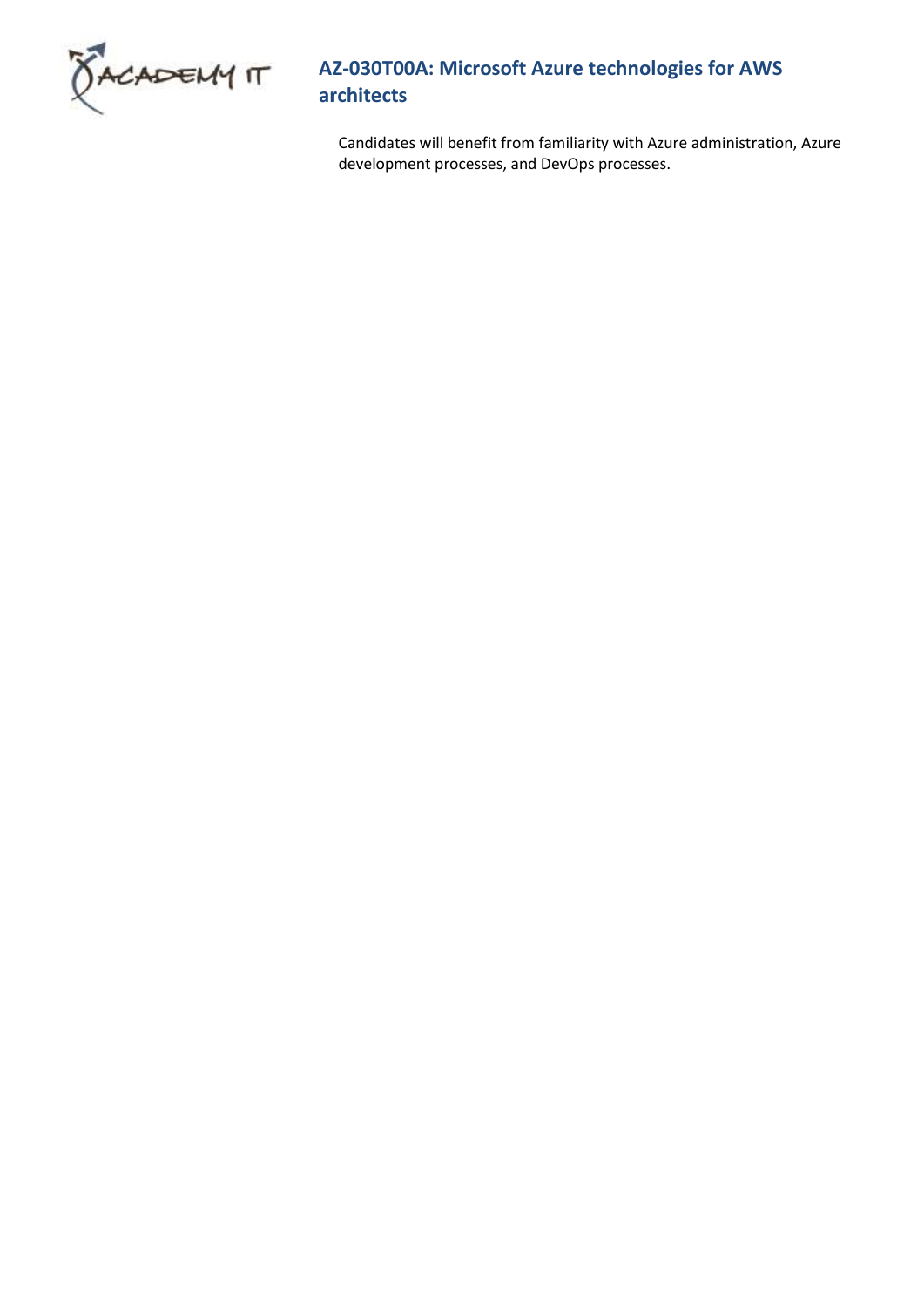Candidates will benefit from familiarity with Azure administration, Azure development processes, and DevOps processes.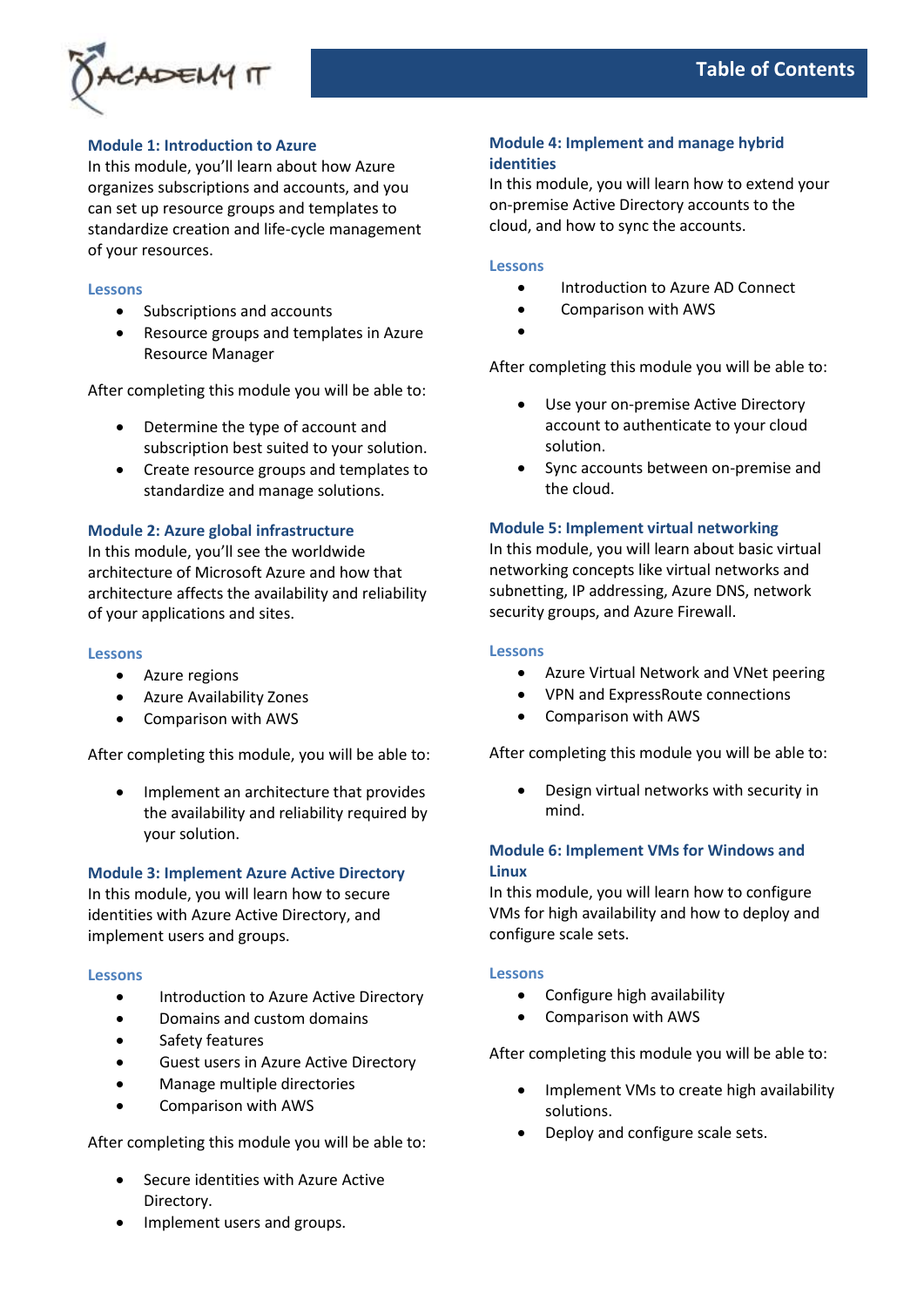# Table of Contents

## Module 1: Introduction to Azure

In this module, you'll learn about how Azure organizes subscriptions and accounts, and you can set up resource groups and templates to standardize creation and life-cycle management of your resources.

### Lessons

- Subscriptions and accounts
- Resource groups and templates in Azure Resource Manager

After completing this module you will be able to:

- Determine the type of account and subscription best suited to your solution.
- Create resource groups and templates to standardize and manage solutions.

## Module 2: Azure global infrastructure

In this module, you'll see the worldwide architecture of Microsoft Azure and how that architecture affects the availability and reliability of your applications and sites.

### Lessons

- Azure regions
- Azure Availability Zones
- Comparison with AWS

After completing this module, you will be able to:

- Implement an architecture that provides the availability and reliability required by your solution.

## Module 3: Implement Azure Active Directory

In this module, you will learn how to secure identities with Azure Active Directory, and implement users and groups.

### Lessons

- Introduction to Azure Active Directory
- Domains and custom domains
- Safety features
- Guest users in Azure Active Directory
- Manage multiple directories
- Comparison with AWS

After completing this module you will be able to:

- Secure identities with Azure Active Directory.
- Implement users and groups.

## Module 4: Implement and manage hybrid identities

In this module, you will learn how to extend your on-premise Active Directory accounts to the cloud, and how to sync the accounts.

### Lessons

- Introduction to Azure AD Connect
- Comparison with AWS
- 

After completing this module you will be able to:

- Use your on-premise Active Directory account to authenticate to your cloud solution.
- Sync accounts between on-premise and the cloud.

## Module 5: Implement virtual networking

In this module, you will learn about basic virtual networking concepts like virtual networks and subnetting, IP addressing, Azure DNS, network security groups, and Azure Firewall.

### Lessons

- Azure Virtual Network and VNet peering
- VPN and ExpressRoute connections
- Comparison with AWS

After completing this module you will be able to:

- Design virtual networks with security in mind.

## Module 6: Implement VMs for Windows and Linux

In this module, you will learn how to configure VMs for high availability and how to deploy and configure scale sets.

### Lessons

- Configure high availability
- Comparison with AWS

After completing this module you will be able to:

- Implement VMs to create high availability solutions.
- Deploy and configure scale sets.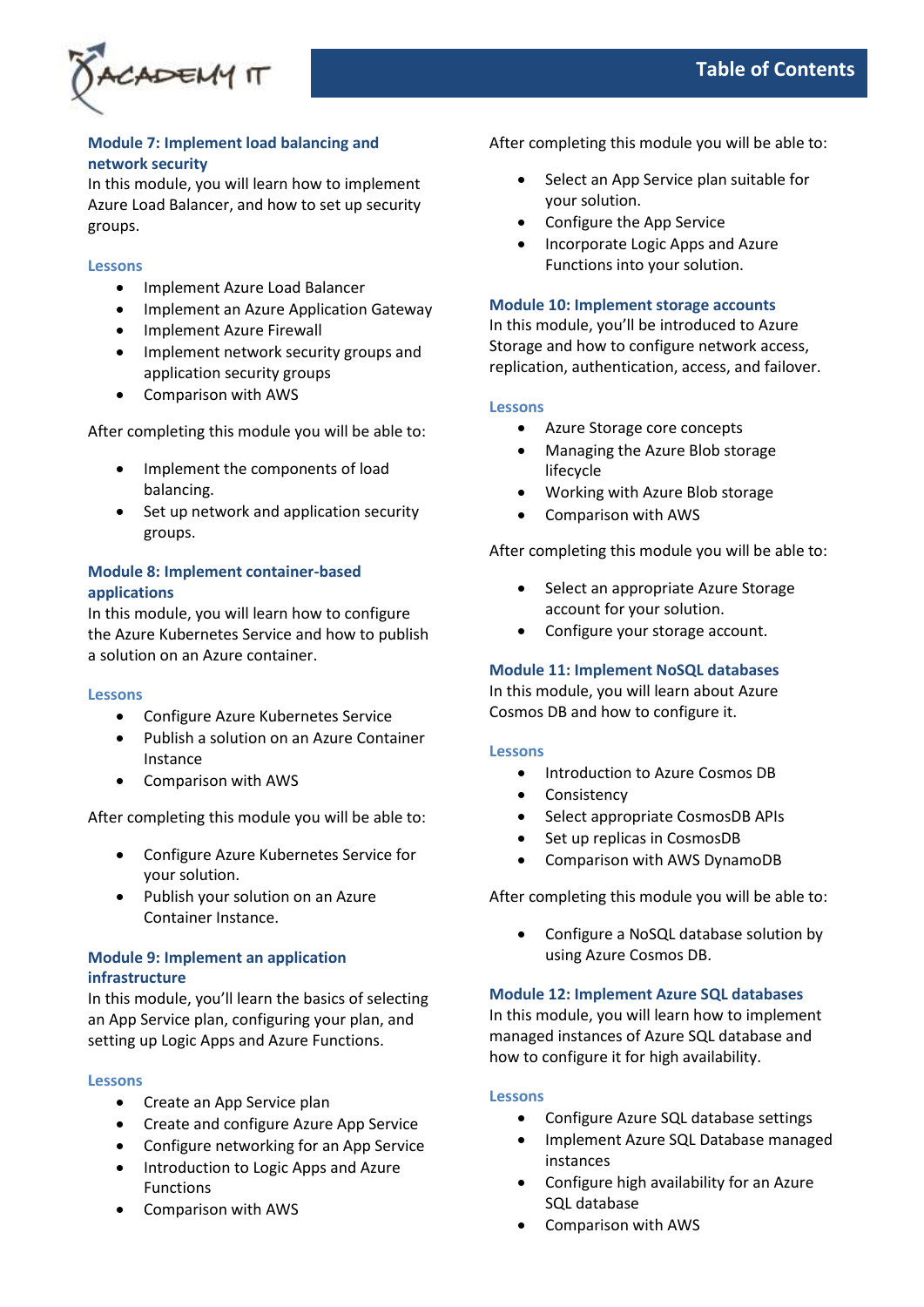### Module 7: Implement load balancing and network security

In this module, you will learn how to implement Azure Load Balancer, and how to set up security groups.

#### Lessons

- Implement Azure Load Balancer
- Implement an Azure Application Gateway
- Implement Azure Firewall
- Implement network security groups and application security groups
- Comparison with AWS

After completing this module you will be able to:

- Implement the components of load balancing.
- Set up network and application security groups.

### Module 8: Implement container-based applications

In this module, you will learn how to configure the Azure Kubernetes Service and how to publish a solution on an Azure container.

#### Lessons

- Configure Azure Kubernetes Service
- Publish a solution on an Azure Container Instance
- Comparison with AWS

After completing this module you will be able to:

- Configure Azure Kubernetes Service for your solution.
- Publish your solution on an Azure Container Instance.

### Module 9: Implement an application infrastructure

In this module, you'll learn the basics of selecting an App Service plan, configuring your plan, and setting up Logic Apps and Azure Functions.

#### Lessons

- Create an App Service plan
- Create and configure Azure App Service
- Configure networking for an App Service
- Introduction to Logic Apps and Azure Functions
- Comparison with AWS

After completing this module you will be able to:

- Select an App Service plan suitable for your solution.
- Configure the App Service
- Incorporate Logic Apps and Azure Functions into your solution.

### Module 10: Implement storage accounts

In this module, you'll be introduced to Azure Storage and how to configure network access, replication, authentication, access, and failover.

#### Lessons

- Azure Storage core concepts
- Managing the Azure Blob storage lifecycle
- Working with Azure Blob storage
- Comparison with AWS

After completing this module you will be able to:

- Select an appropriate Azure Storage account for your solution.
- Configure your storage account.

### Module 11: Implement NoSQL databases

In this module, you will learn about Azure Cosmos DB and how to configure it.

#### Lessons

- Introduction to Azure Cosmos DB
- Consistency
- Select appropriate CosmosDB APIs
- Set up replicas in CosmosDB
- Comparison with AWS DynamoDB

After completing this module you will be able to:

- Configure a NoSQL database solution by using Azure Cosmos DB.

### Module 12: Implement Azure SQL databases

In this module, you will learn how to implement managed instances of Azure SQL database and how to configure it for high availability.

#### Lessons

- Configure Azure SQL database settings
- Implement Azure SQL Database managed instances
- Configure high availability for an Azure SQL database
- Comparison with AWS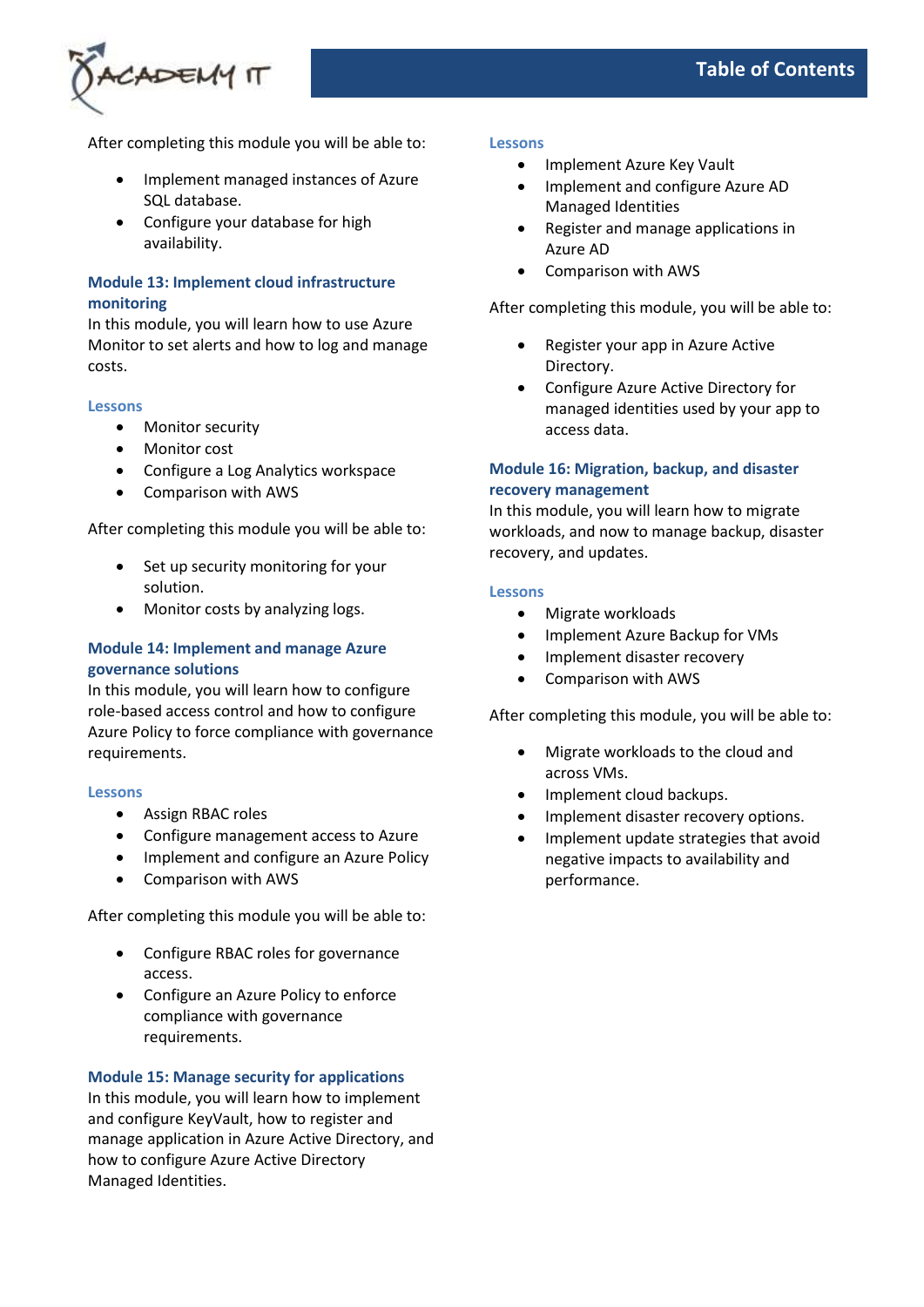After completing this module you will be able to:

- Implement managed instances of Azure SQL database.
- Configure your database for high availability.

### Module 13: Implement cloud infrastructure monitoring

In this module, you will learn how to use Azure Monitor to set alerts and how to log and manage costs.

#### Lessons

- Monitor security
- Monitor cost
- Configure a Log Analytics workspace
- Comparison with AWS

After completing this module you will be able to:

- Set up security monitoring for your solution.
- Monitor costs by analyzing logs.

### Module 14: Implement and manage Azure governance solutions

In this module, you will learn how to configure role-based access control and how to configure Azure Policy to force compliance with governance requirements.

#### Lessons

- Assign RBAC roles
- Configure management access to Azure
- Implement and configure an Azure Policy
- Comparison with AWS

After completing this module you will be able to:

- Configure RBAC roles for governance access.
- Configure an Azure Policy to enforce compliance with governance requirements.

### Module 15: Manage security for applications

In this module, you will learn how to implement and configure KeyVault, how to register and manage application in Azure Active Directory, and how to configure Azure Active Directory Managed Identities.

#### Lessons

- Implement Azure Key Vault
- Implement and configure Azure AD Managed Identities
- Register and manage applications in Azure AD
- Comparison with AWS

After completing this module, you will be able to:

- Register your app in Azure Active Directory.
- Configure Azure Active Directory for managed identities used by your app to access data.

### Module 16: Migration, backup, and disaster recovery management

In this module, you will learn how to migrate workloads, and now to manage backup, disaster recovery, and updates.

#### Lessons

- Migrate workloads
- Implement Azure Backup for VMs
- Implement disaster recovery
- Comparison with AWS

After completing this module, you will be able to:

- Migrate workloads to the cloud and across VMs.
- Implement cloud backups.
- Implement disaster recovery options.
- Implement update strategies that avoid negative impacts to availability and performance.